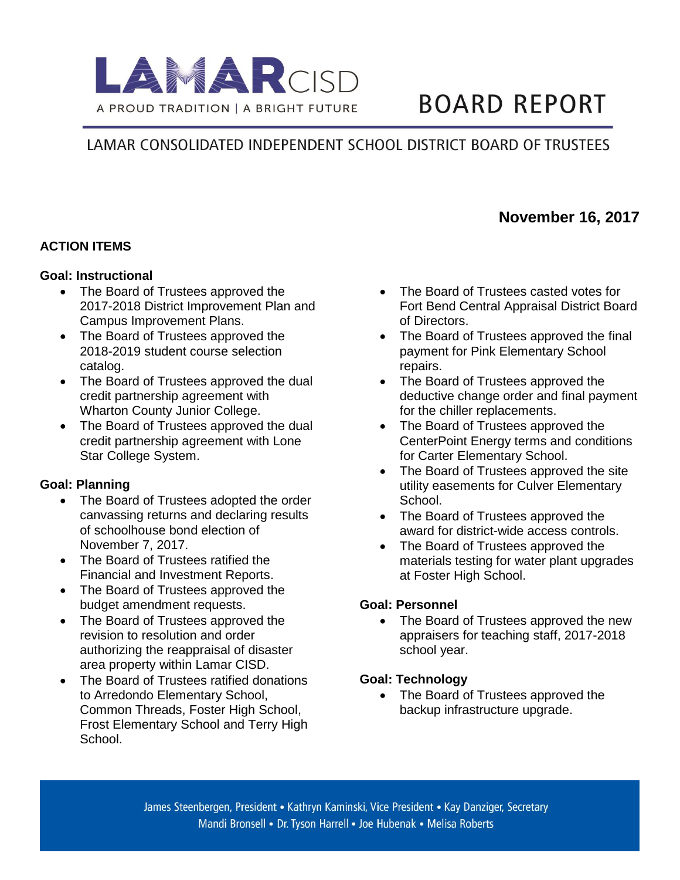# LAMAR CISD

A PROUD TRADITION | A BRIGHT FUTURE

# BOARD REPORT

## LAMAR CONSOLIDATED INDEPENDENT SCHOOL DISTRICT BOARD OF TRUSTEES

**November 16, 2017**

### ACTION ITEMS

**Goal: Instructional**

- The Board of Trustees approved the 2017-2018 District Improvement Plan and Campus Improvement Plans.
- The Board of Trustees approved the 2018-2019 student course selection catalog.
- The Board of Trustees approved the dual credit partnership agreement with Wharton County Junior College.
- The Board of Trustees approved the dual credit partnership agreement with Lone Star College System.

**Goal: Planning**

- The Board of Trustees adopted the order canvassing returns and declaring results of schoolhouse bond election of November 7, 2017.
- The Board of Trustees ratified the Financial and Investment Reports.
- The Board of Trustees approved the budget amendment requests.
- The Board of Trustees approved the revision to resolution and order authorizing the reappraisal of disaster area property within Lamar CISD.
- The Board of Trustees ratified donations to Arredondo Elementary School, Common Threads, Foster High School, Frost Elementary School and Terry High School.
- The Board of Trustees casted votes for Fort Bend Central Appraisal District Board of Directors.
- The Board of Trustees approved the final payment for Pink Elementary School repairs.
- The Board of Trustees approved the deductive change order and final payment for the chiller replacements.
- The Board of Trustees approved the CenterPoint Energy terms and conditions for Carter Elementary School.
- The Board of Trustees approved the site utility easements for Culver Elementary School.
- The Board of Trustees approved the award for district-wide access controls.
- The Board of Trustees approved the materials testing for water plant upgrades at Foster High School.

**Goal: Personnel**

- The Board of Trustees approved the new appraisers for teaching staff, 2017-2018 school year.

**Goal: Technology**

- The Board of Trustees approved the backup infrastructure upgrade.

James Steenbergen, President • Kathryn Kaminski, Vice President • Kay Danziger, Secretary
Mandi Bronsell • Dr. Tyson Harrell • Joe Hubenak • Melisa Roberts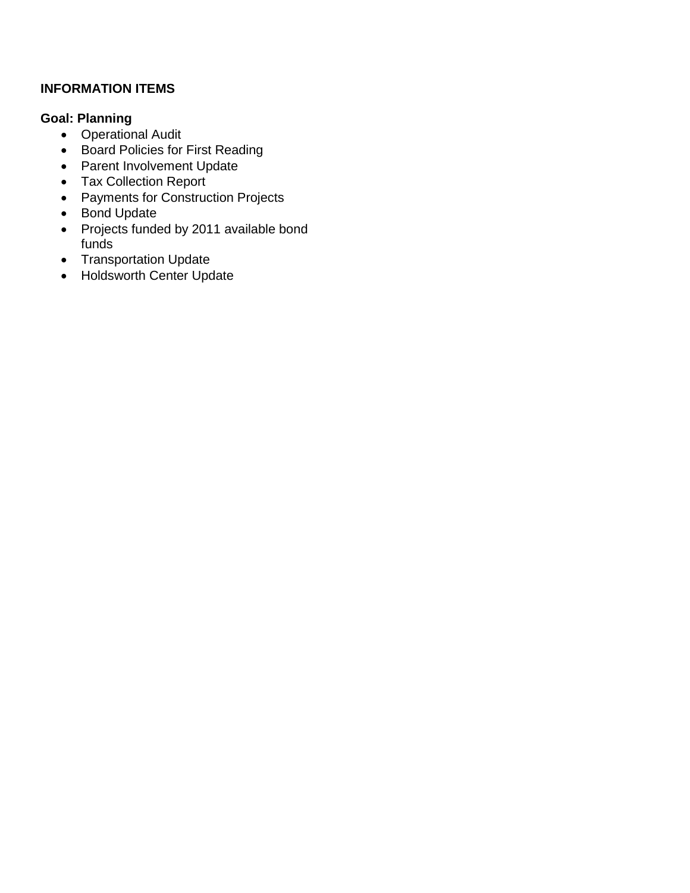**INFORMATION ITEMS**

**Goal: Planning**

- Operational Audit
- Board Policies for First Reading
- Parent Involvement Update
- Tax Collection Report
- Payments for Construction Projects
- Bond Update
- Projects funded by 2011 available bond funds
- Transportation Update
- Holdsworth Center Update